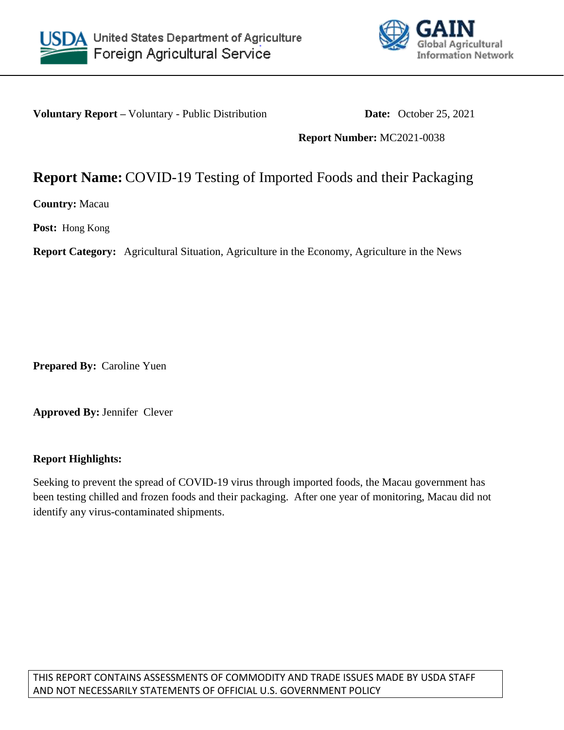United States Department of Agriculture
Foreign Agricultural Service

GAIN Global Agricultural Information Network

**Voluntary Report –** Voluntary - Public Distribution **Date:** October 25, 2021

**Report Number:** MC2021-0038

# **Report Name:** COVID-19 Testing of Imported Foods and their Packaging

**Country:** Macau

**Post:** Hong Kong

**Report Category:** Agricultural Situation, Agriculture in the Economy, Agriculture in the News

**Prepared By:** Caroline Yuen

**Approved By:** Jennifer Clever

**Report Highlights:**

Seeking to prevent the spread of COVID-19 virus through imported foods, the Macau government has been testing chilled and frozen foods and their packaging. After one year of monitoring, Macau did not identify any virus-contaminated shipments.

THIS REPORT CONTAINS ASSESSMENTS OF COMMODITY AND TRADE ISSUES MADE BY USDA STAFF AND NOT NECESSARILY STATEMENTS OF OFFICIAL U.S. GOVERNMENT POLICY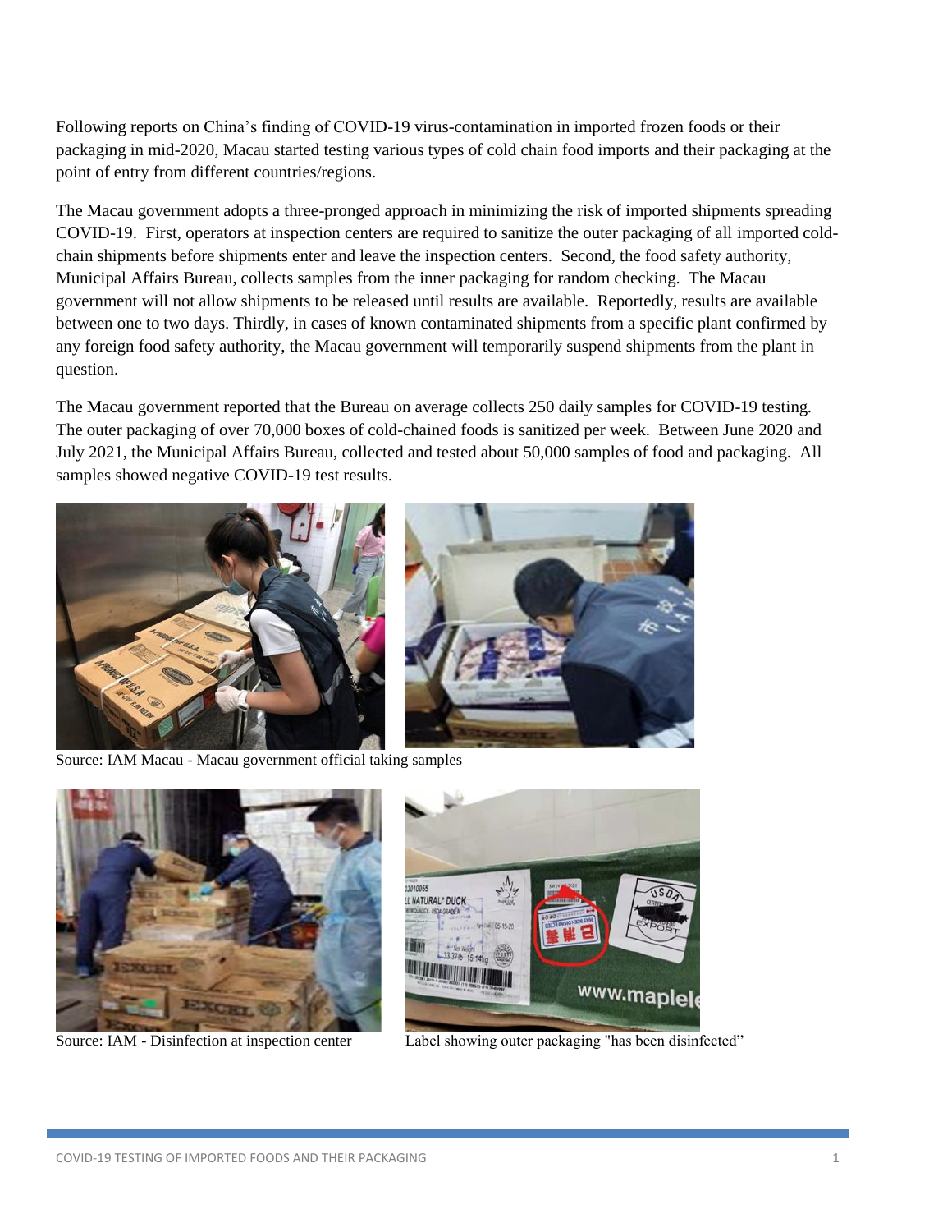Following reports on China's finding of COVID-19 virus-contamination in imported frozen foods or their packaging in mid-2020, Macau started testing various types of cold chain food imports and their packaging at the point of entry from different countries/regions.

The Macau government adopts a three-pronged approach in minimizing the risk of imported shipments spreading COVID-19. First, operators at inspection centers are required to sanitize the outer packaging of all imported cold-chain shipments before shipments enter and leave the inspection centers. Second, the food safety authority, Municipal Affairs Bureau, collects samples from the inner packaging for random checking. The Macau government will not allow shipments to be released until results are available. Reportedly, results are available between one to two days. Thirdly, in cases of known contaminated shipments from a specific plant confirmed by any foreign food safety authority, the Macau government will temporarily suspend shipments from the plant in question.

The Macau government reported that the Bureau on average collects 250 daily samples for COVID-19 testing. The outer packaging of over 70,000 boxes of cold-chained foods is sanitized per week. Between June 2020 and July 2021, the Municipal Affairs Bureau, collected and tested about 50,000 samples of food and packaging. All samples showed negative COVID-19 test results.

Source: IAM Macau - Macau government official taking samples

Source: IAM - Disinfection at inspection center

Label showing outer packaging "has been disinfected"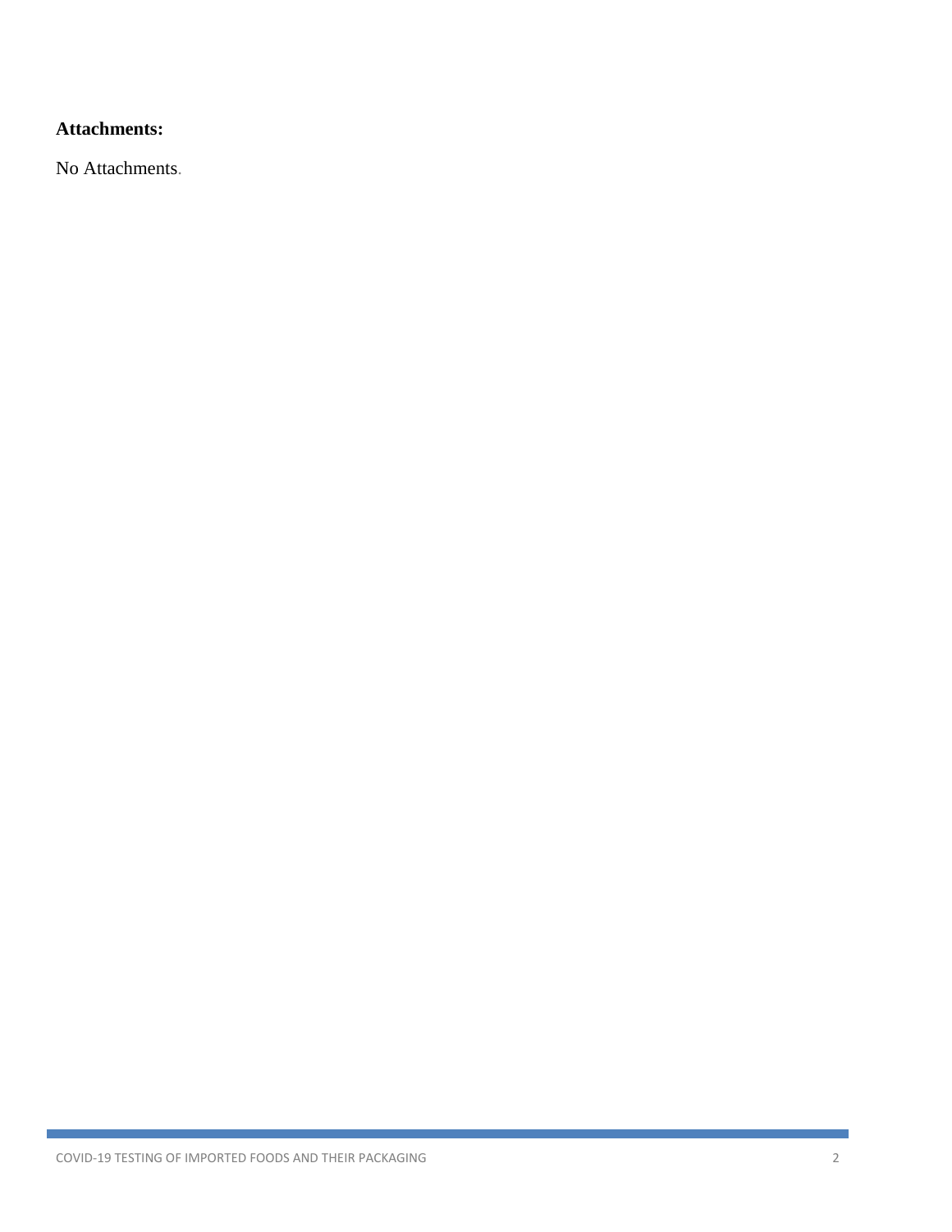**Attachments:**

No Attachments.